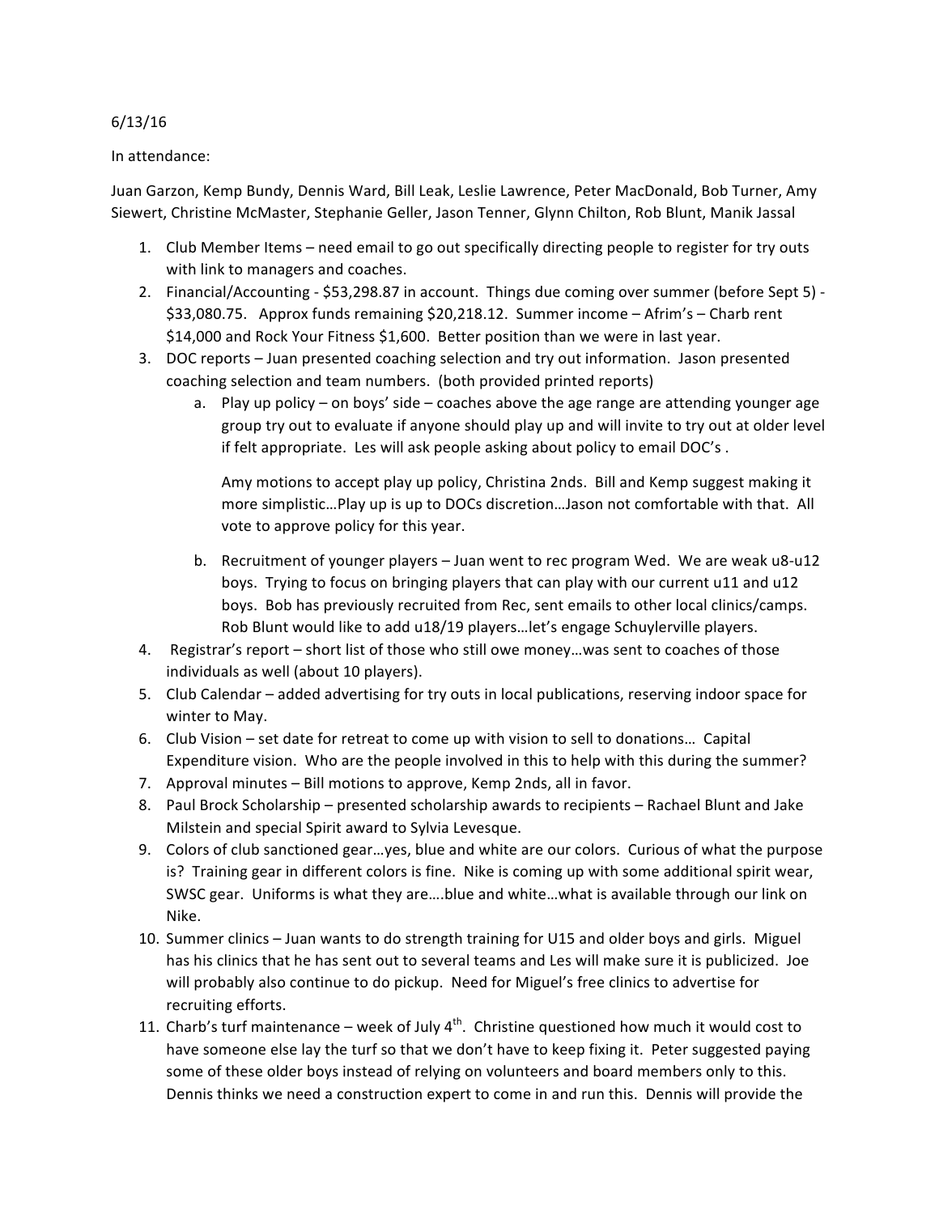6/13/16

In attendance:

Juan Garzon, Kemp Bundy, Dennis Ward, Bill Leak, Leslie Lawrence, Peter MacDonald, Bob Turner, Amy Siewert, Christine McMaster, Stephanie Geller, Jason Tenner, Glynn Chilton, Rob Blunt, Manik Jassal

1. Club Member Items – need email to go out specifically directing people to register for try outs with link to managers and coaches.
2. Financial/Accounting - $53,298.87 in account. Things due coming over summer (before Sept 5) - $33,080.75. Approx funds remaining $20,218.12. Summer income – Afrim's – Charb rent $14,000 and Rock Your Fitness $1,600. Better position than we were in last year.
3. DOC reports – Juan presented coaching selection and try out information. Jason presented coaching selection and team numbers. (both provided printed reports)
   a. Play up policy – on boys' side – coaches above the age range are attending younger age group try out to evaluate if anyone should play up and will invite to try out at older level if felt appropriate. Les will ask people asking about policy to email DOC's .

      Amy motions to accept play up policy, Christina 2nds. Bill and Kemp suggest making it more simplistic…Play up is up to DOCs discretion…Jason not comfortable with that. All vote to approve policy for this year.

   b. Recruitment of younger players – Juan went to rec program Wed. We are weak u8-u12 boys. Trying to focus on bringing players that can play with our current u11 and u12 boys. Bob has previously recruited from Rec, sent emails to other local clinics/camps. Rob Blunt would like to add u18/19 players…let's engage Schuylerville players.
4. Registrar's report – short list of those who still owe money…was sent to coaches of those individuals as well (about 10 players).
5. Club Calendar – added advertising for try outs in local publications, reserving indoor space for winter to May.
6. Club Vision – set date for retreat to come up with vision to sell to donations… Capital Expenditure vision. Who are the people involved in this to help with this during the summer?
7. Approval minutes – Bill motions to approve, Kemp 2nds, all in favor.
8. Paul Brock Scholarship – presented scholarship awards to recipients – Rachael Blunt and Jake Milstein and special Spirit award to Sylvia Levesque.
9. Colors of club sanctioned gear…yes, blue and white are our colors. Curious of what the purpose is? Training gear in different colors is fine. Nike is coming up with some additional spirit wear, SWSC gear. Uniforms is what they are….blue and white…what is available through our link on Nike.
10. Summer clinics – Juan wants to do strength training for U15 and older boys and girls. Miguel has his clinics that he has sent out to several teams and Les will make sure it is publicized. Joe will probably also continue to do pickup. Need for Miguel's free clinics to advertise for recruiting efforts.
11. Charb's turf maintenance – week of July 4th. Christine questioned how much it would cost to have someone else lay the turf so that we don't have to keep fixing it. Peter suggested paying some of these older boys instead of relying on volunteers and board members only to this. Dennis thinks we need a construction expert to come in and run this. Dennis will provide the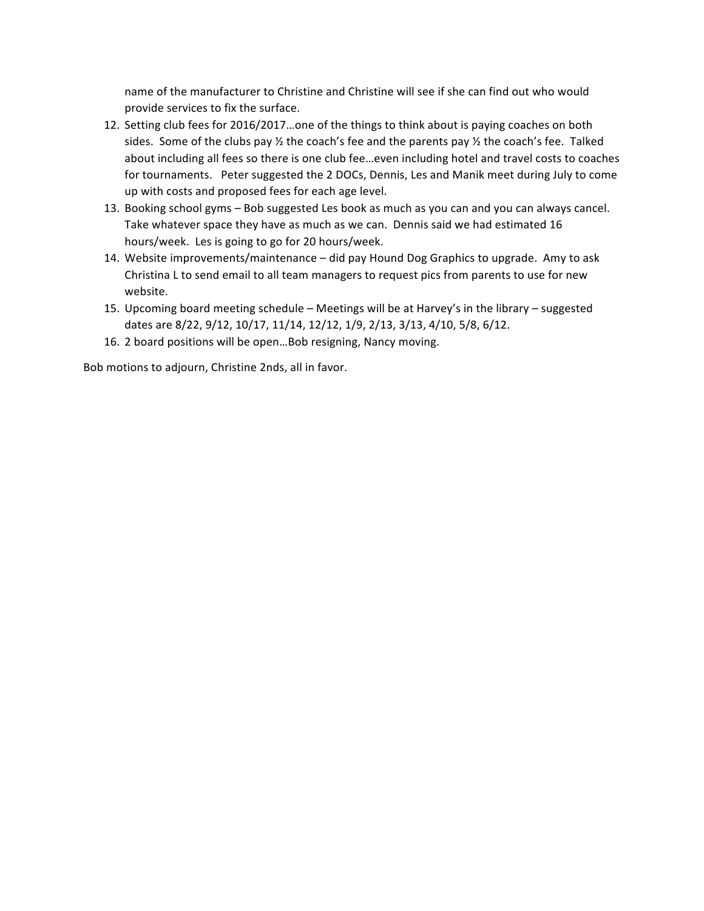name of the manufacturer to Christine and Christine will see if she can find out who would provide services to fix the surface.

12. Setting club fees for 2016/2017…one of the things to think about is paying coaches on both sides. Some of the clubs pay ½ the coach's fee and the parents pay ½ the coach's fee. Talked about including all fees so there is one club fee…even including hotel and travel costs to coaches for tournaments. Peter suggested the 2 DOCs, Dennis, Les and Manik meet during July to come up with costs and proposed fees for each age level.
13. Booking school gyms – Bob suggested Les book as much as you can and you can always cancel. Take whatever space they have as much as we can. Dennis said we had estimated 16 hours/week. Les is going to go for 20 hours/week.
14. Website improvements/maintenance – did pay Hound Dog Graphics to upgrade. Amy to ask Christina L to send email to all team managers to request pics from parents to use for new website.
15. Upcoming board meeting schedule – Meetings will be at Harvey's in the library – suggested dates are 8/22, 9/12, 10/17, 11/14, 12/12, 1/9, 2/13, 3/13, 4/10, 5/8, 6/12.
16. 2 board positions will be open…Bob resigning, Nancy moving.

Bob motions to adjourn, Christine 2nds, all in favor.